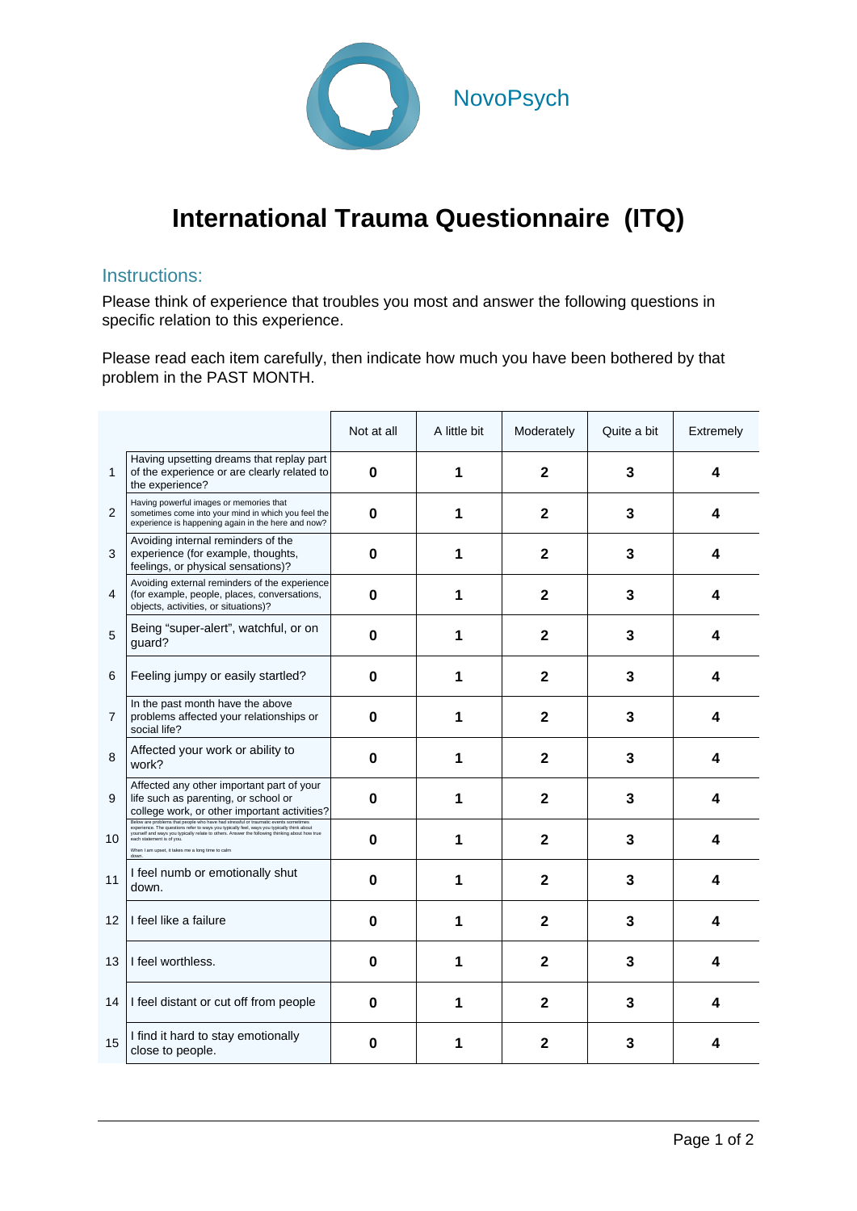NovoPsych

# International Trauma Questionnaire (ITQ)

## Instructions:

Please think of experience that troubles you most and answer the following questions in specific relation to this experience.

Please read each item carefully, then indicate how much you have been bothered by that problem in the PAST MONTH.

| | | Not at all | A little bit | Moderately | Quite a bit | Extremely |
|---|---|---|---|---|---|---|
| 1 | Having upsetting dreams that replay part of the experience or are clearly related to the experience? | **0** | **1** | **2** | **3** | **4** |
| 2 | Having powerful images or memories that sometimes come into your mind in which you feel the experience is happening again in the here and now? | **0** | **1** | **2** | **3** | **4** |
| 3 | Avoiding internal reminders of the experience (for example, thoughts, feelings, or physical sensations)? | **0** | **1** | **2** | **3** | **4** |
| 4 | Avoiding external reminders of the experience (for example, people, places, conversations, objects, activities, or situations)? | **0** | **1** | **2** | **3** | **4** |
| 5 | Being "super-alert", watchful, or on guard? | **0** | **1** | **2** | **3** | **4** |
| 6 | Feeling jumpy or easily startled? | **0** | **1** | **2** | **3** | **4** |
| 7 | In the past month have the above problems affected your relationships or social life? | **0** | **1** | **2** | **3** | **4** |
| 8 | Affected your work or ability to work? | **0** | **1** | **2** | **3** | **4** |
| 9 | Affected any other important part of your life such as parenting, or school or college work, or other important activities? | **0** | **1** | **2** | **3** | **4** |
| 10 | Below are problems that people who have had stressful or traumatic events sometimes experience. The questions refer to ways you typically feel, ways you typically think about yourself and ways you typically relate to others. Answer the following thinking about how true each statement is of you. When I am upset, it takes me a long time to calm down. | **0** | **1** | **2** | **3** | **4** |
| 11 | I feel numb or emotionally shut down. | **0** | **1** | **2** | **3** | **4** |
| 12 | I feel like a failure | **0** | **1** | **2** | **3** | **4** |
| 13 | I feel worthless. | **0** | **1** | **2** | **3** | **4** |
| 14 | I feel distant or cut off from people | **0** | **1** | **2** | **3** | **4** |
| 15 | I find it hard to stay emotionally close to people. | **0** | **1** | **2** | **3** | **4** |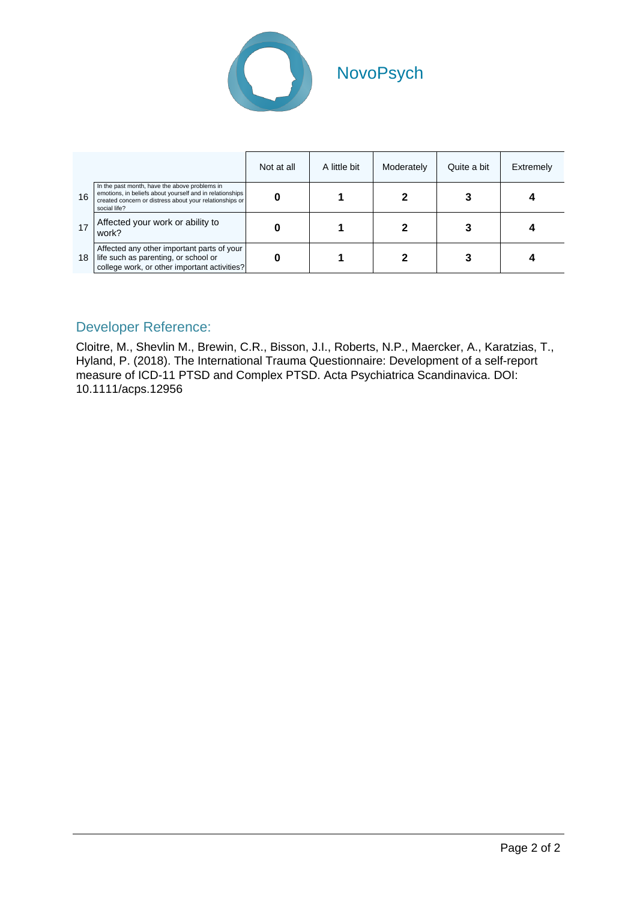NovoPsych

| | | Not at all | A little bit | Moderately | Quite a bit | Extremely |
|---|---|---|---|---|---|---|
| 16 | In the past month, have the above problems in emotions, in beliefs about yourself and in relationships created concern or distress about your relationships or social life? | **0** | **1** | **2** | **3** | **4** |
| 17 | Affected your work or ability to work? | **0** | **1** | **2** | **3** | **4** |
| 18 | Affected any other important parts of your life such as parenting, or school or college work, or other important activities? | **0** | **1** | **2** | **3** | **4** |

## Developer Reference:

Cloitre, M., Shevlin M., Brewin, C.R., Bisson, J.I., Roberts, N.P., Maercker, A., Karatzias, T., Hyland, P. (2018). The International Trauma Questionnaire: Development of a self-report measure of ICD-11 PTSD and Complex PTSD. Acta Psychiatrica Scandinavica. DOI: 10.1111/acps.12956